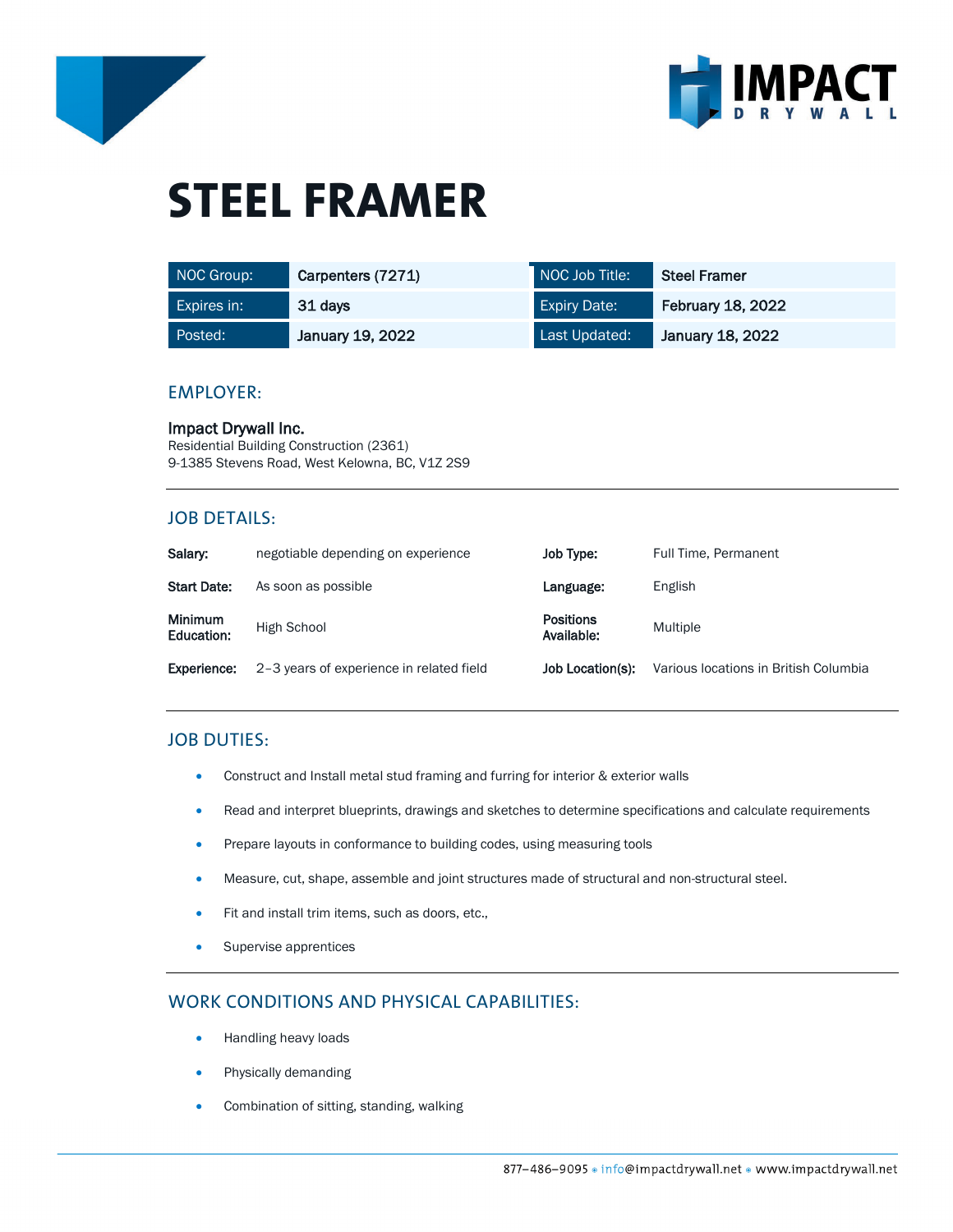# STEEL FRAMER

| NOC Group: | Carpenters (7271) | NOC Job Title: | Steel Framer |
|---|---|---|---|
| Expires in: | 31 days | Expiry Date: | February 18, 2022 |
| Posted: | January 19, 2022 | Last Updated: | January 18, 2022 |

## EMPLOYER:

**Impact Drywall Inc.**
Residential Building Construction (2361)
9-1385 Stevens Road, West Kelowna, BC, V1Z 2S9

## JOB DETAILS:

| | | | |
|---|---|---|---|
| **Salary:** | negotiable depending on experience | **Job Type:** | Full Time, Permanent |
| **Start Date:** | As soon as possible | **Language:** | English |
| **Minimum Education:** | High School | **Positions Available:** | Multiple |
| **Experience:** | 2–3 years of experience in related field | **Job Location(s):** | Various locations in British Columbia |

## JOB DUTIES:

- Construct and Install metal stud framing and furring for interior & exterior walls
- Read and interpret blueprints, drawings and sketches to determine specifications and calculate requirements
- Prepare layouts in conformance to building codes, using measuring tools
- Measure, cut, shape, assemble and joint structures made of structural and non-structural steel.
- Fit and install trim items, such as doors, etc.,
- Supervise apprentices

## WORK CONDITIONS AND PHYSICAL CAPABILITIES:

- Handling heavy loads
- Physically demanding
- Combination of sitting, standing, walking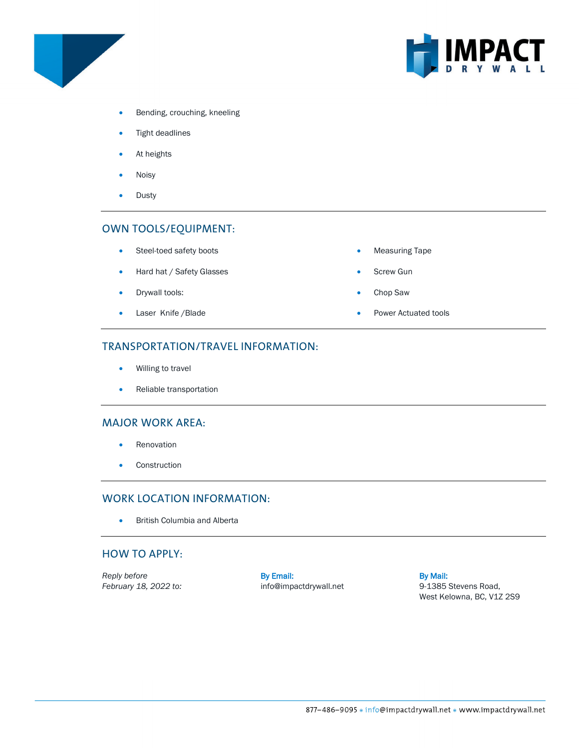- Bending, crouching, kneeling
- Tight deadlines
- At heights
- Noisy
- Dusty

## OWN TOOLS/EQUIPMENT:

- Steel-toed safety boots
- Hard hat / Safety Glasses
- Drywall tools:
- Laser Knife /Blade
- Measuring Tape
- Screw Gun
- Chop Saw
- Power Actuated tools

## TRANSPORTATION/TRAVEL INFORMATION:

- Willing to travel
- Reliable transportation

## MAJOR WORK AREA:

- Renovation
- Construction

## WORK LOCATION INFORMATION:

- British Columbia and Alberta

## HOW TO APPLY:

*Reply before February 18, 2022 to:*

**By Email:**
info@impactdrywall.net

**By Mail:**
9-1385 Stevens Road,
West Kelowna, BC, V1Z 2S9